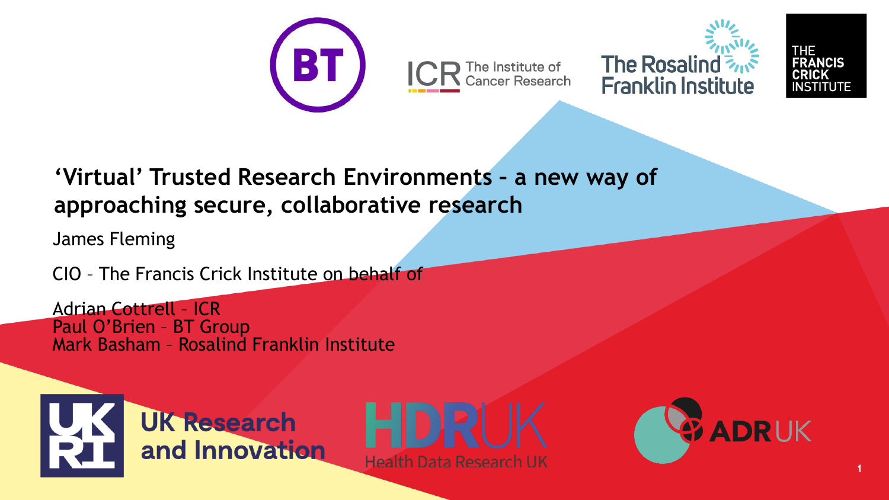# 'Virtual' Trusted Research Environments – a new way of approaching secure, collaborative research

James Fleming

CIO – The Francis Crick Institute on behalf of

Adrian Cottrell – ICR
Paul O'Brien – BT Group
Mark Basham – Rosalind Franklin Institute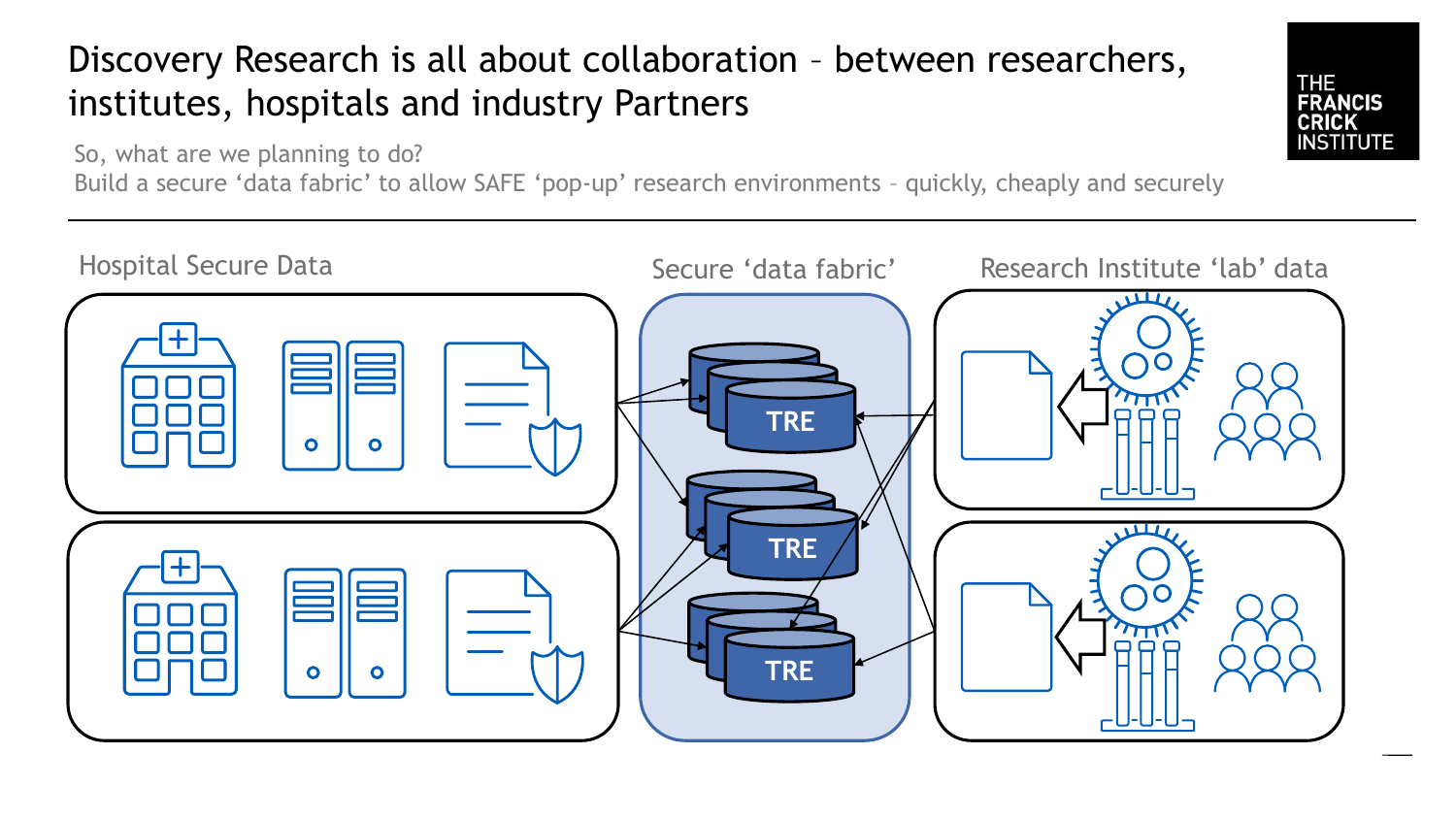# Discovery Research is all about collaboration – between researchers, institutes, hospitals and industry Partners

So, what are we planning to do?
Build a secure 'data fabric' to allow SAFE 'pop-up' research environments – quickly, cheaply and securely

Hospital Secure Data

Secure 'data fabric'

Research Institute 'lab' data

TRE

TRE

TRE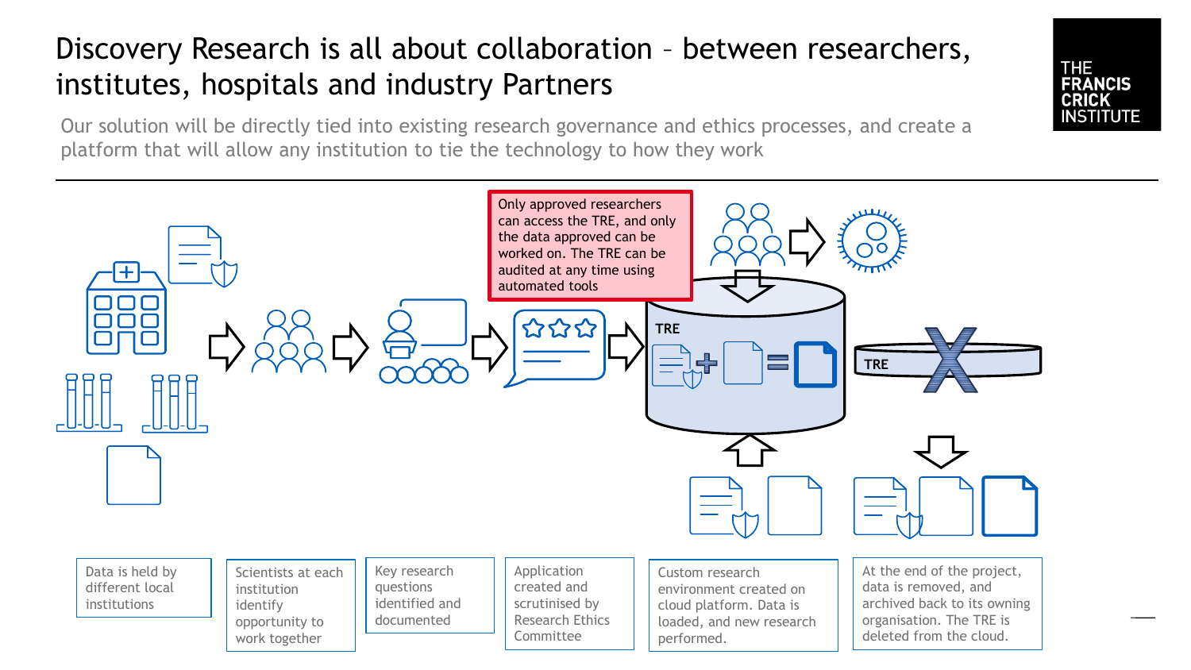# Discovery Research is all about collaboration – between researchers, institutes, hospitals and industry Partners

Our solution will be directly tied into existing research governance and ethics processes, and create a platform that will allow any institution to tie the technology to how they work

Only approved researchers can access the TRE, and only the data approved can be worked on. The TRE can be audited at any time using automated tools

TRE

TRE

Data is held by different local institutions

Scientists at each institution identify opportunity to work together

Key research questions identified and documented

Application created and scrutinised by Research Ethics Committee

Custom research environment created on cloud platform. Data is loaded, and new research performed.

At the end of the project, data is removed, and archived back to its owning organisation. The TRE is deleted from the cloud.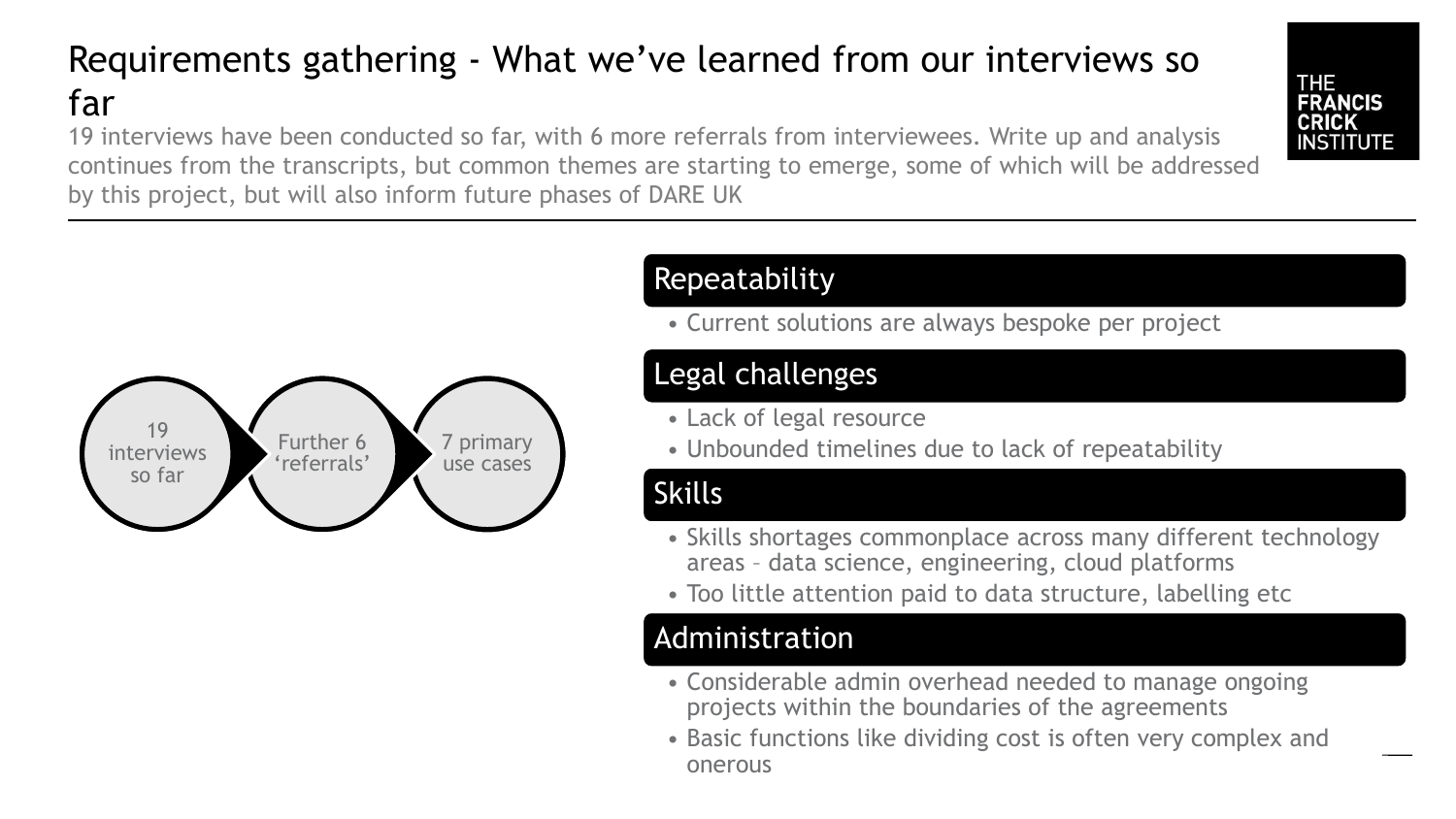# Requirements gathering - What we've learned from our interviews so far

19 interviews have been conducted so far, with 6 more referrals from interviewees. Write up and analysis continues from the transcripts, but common themes are starting to emerge, some of which will be addressed by this project, but will also inform future phases of DARE UK

19 interviews so far → Further 6 'referrals' → 7 primary use cases

## Repeatability

- Current solutions are always bespoke per project

## Legal challenges

- Lack of legal resource
- Unbounded timelines due to lack of repeatability

## Skills

- Skills shortages commonplace across many different technology areas – data science, engineering, cloud platforms
- Too little attention paid to data structure, labelling etc

## Administration

- Considerable admin overhead needed to manage ongoing projects within the boundaries of the agreements
- Basic functions like dividing cost is often very complex and onerous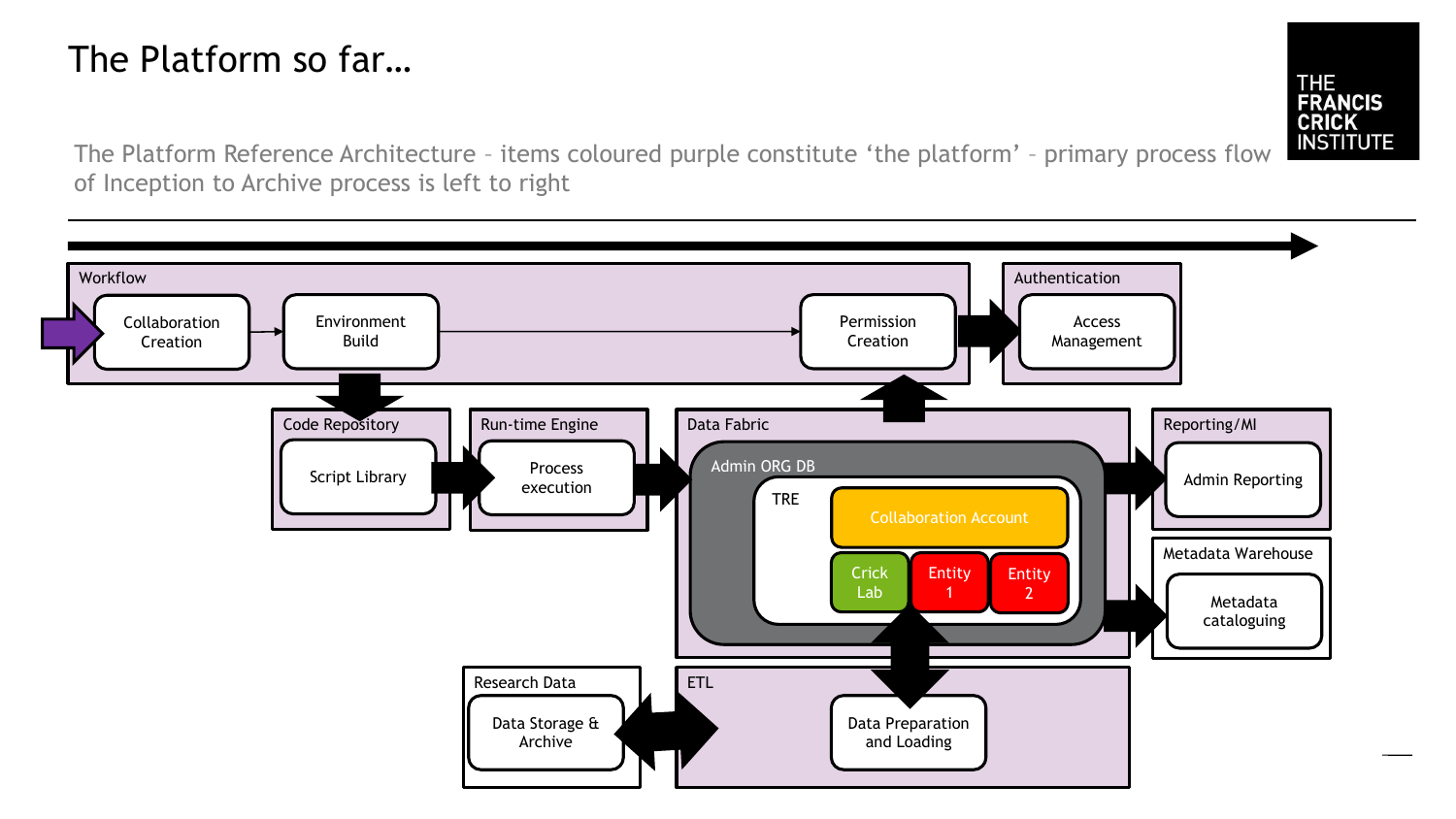# The Platform so far…

The Platform Reference Architecture – items coloured purple constitute 'the platform' – primary process flow of Inception to Archive process is left to right

**Workflow**
- Collaboration Creation
- Environment Build
- Permission Creation

**Authentication**
- Access Management

**Code Repository**
- Script Library

**Run-time Engine**
- Process execution

**Data Fabric**
- Admin ORG DB
  - TRE
    - Collaboration Account
    - Crick Lab
    - Entity 1
    - Entity 2

**Reporting/MI**
- Admin Reporting

**Metadata Warehouse**
- Metadata cataloguing

**Research Data**
- Data Storage & Archive

**ETL**
- Data Preparation and Loading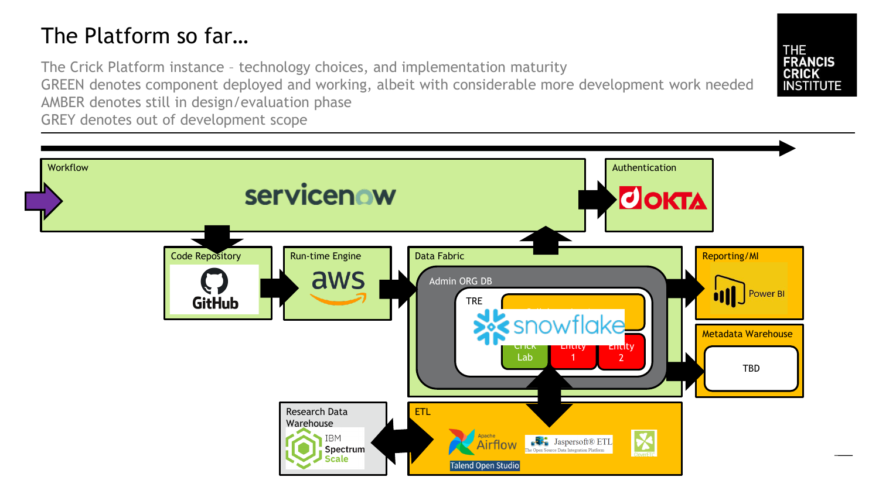# The Platform so far…

The Crick Platform instance – technology choices, and implementation maturity

GREEN denotes component deployed and working, albeit with considerable more development work needed

AMBER denotes still in design/evaluation phase

GREY denotes out of development scope

THE FRANCIS CRICK INSTITUTE

Workflow

servicenow

Authentication

OKTA

Code Repository

GitHub

Run-time Engine

aws

Data Fabric

Admin ORG DB

TRE

snowflake

Crick Lab

Entity 1

Entity 2

Reporting/MI

Power BI

Metadata Warehouse

TBD

Research Data Warehouse

IBM Spectrum Scale

ETL

Apache Airflow

Talend Open Studio

Jaspersoft® ETL The Open Source Data Integration Platform

CloverETL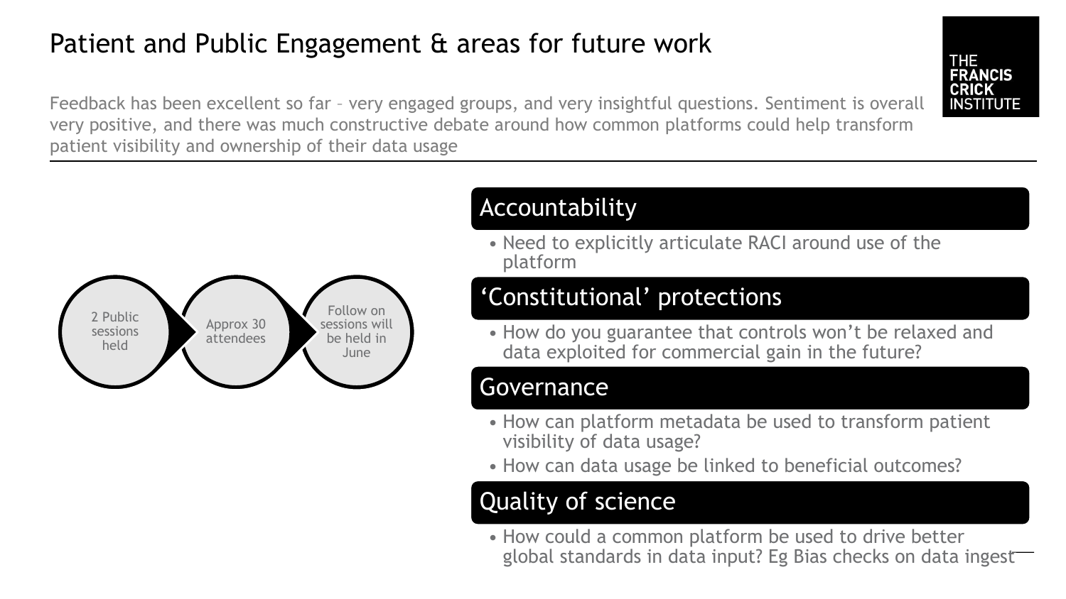# Patient and Public Engagement & areas for future work

Feedback has been excellent so far – very engaged groups, and very insightful questions. Sentiment is overall very positive, and there was much constructive debate around how common platforms could help transform patient visibility and ownership of their data usage

2 Public sessions held → Approx 30 attendees → Follow on sessions will be held in June

## Accountability

- Need to explicitly articulate RACI around use of the platform

## 'Constitutional' protections

- How do you guarantee that controls won't be relaxed and data exploited for commercial gain in the future?

## Governance

- How can platform metadata be used to transform patient visibility of data usage?
- How can data usage be linked to beneficial outcomes?

## Quality of science

- How could a common platform be used to drive better global standards in data input? Eg Bias checks on data ingest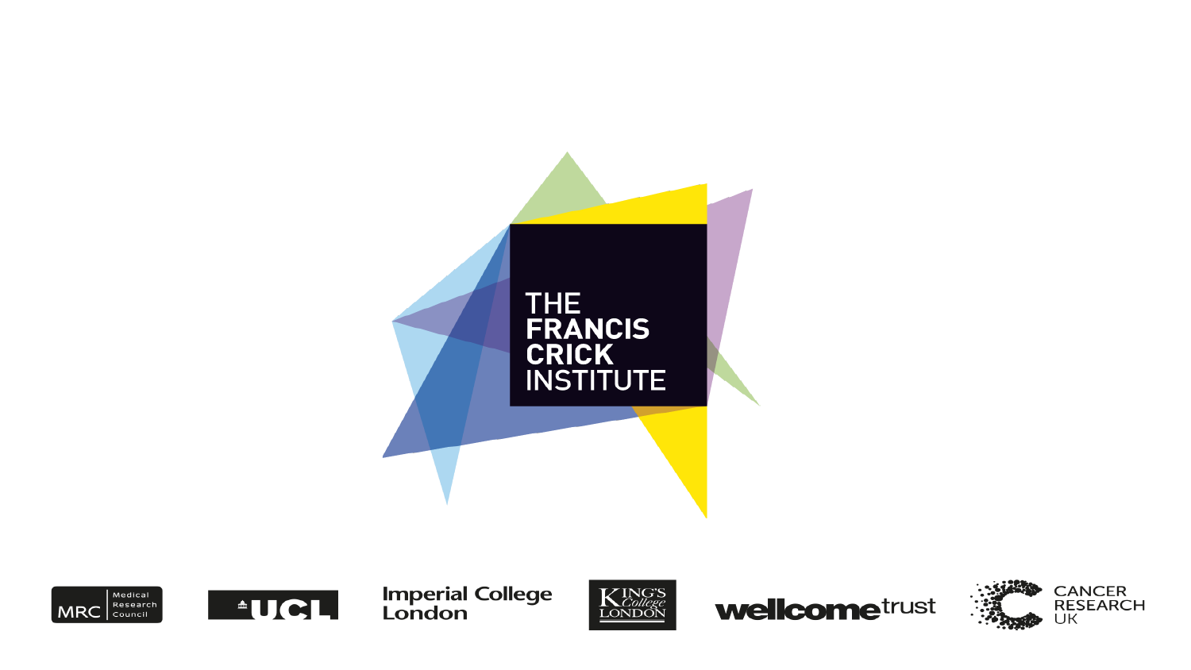THE FRANCIS CRICK INSTITUTE

MRC Medical Research Council

UCL

Imperial College London

King's College London

wellcome trust

CANCER RESEARCH UK